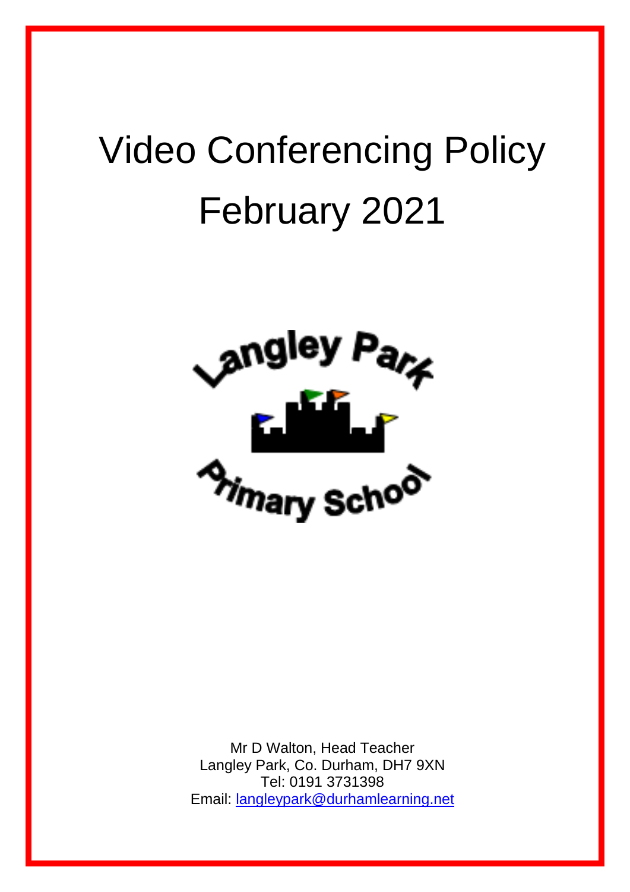# Video Conferencing Policy February 2021

Langley Park Primary School

Mr D Walton, Head Teacher
Langley Park, Co. Durham, DH7 9XN
Tel: 0191 3731398
Email: langleypark@durhamlearning.net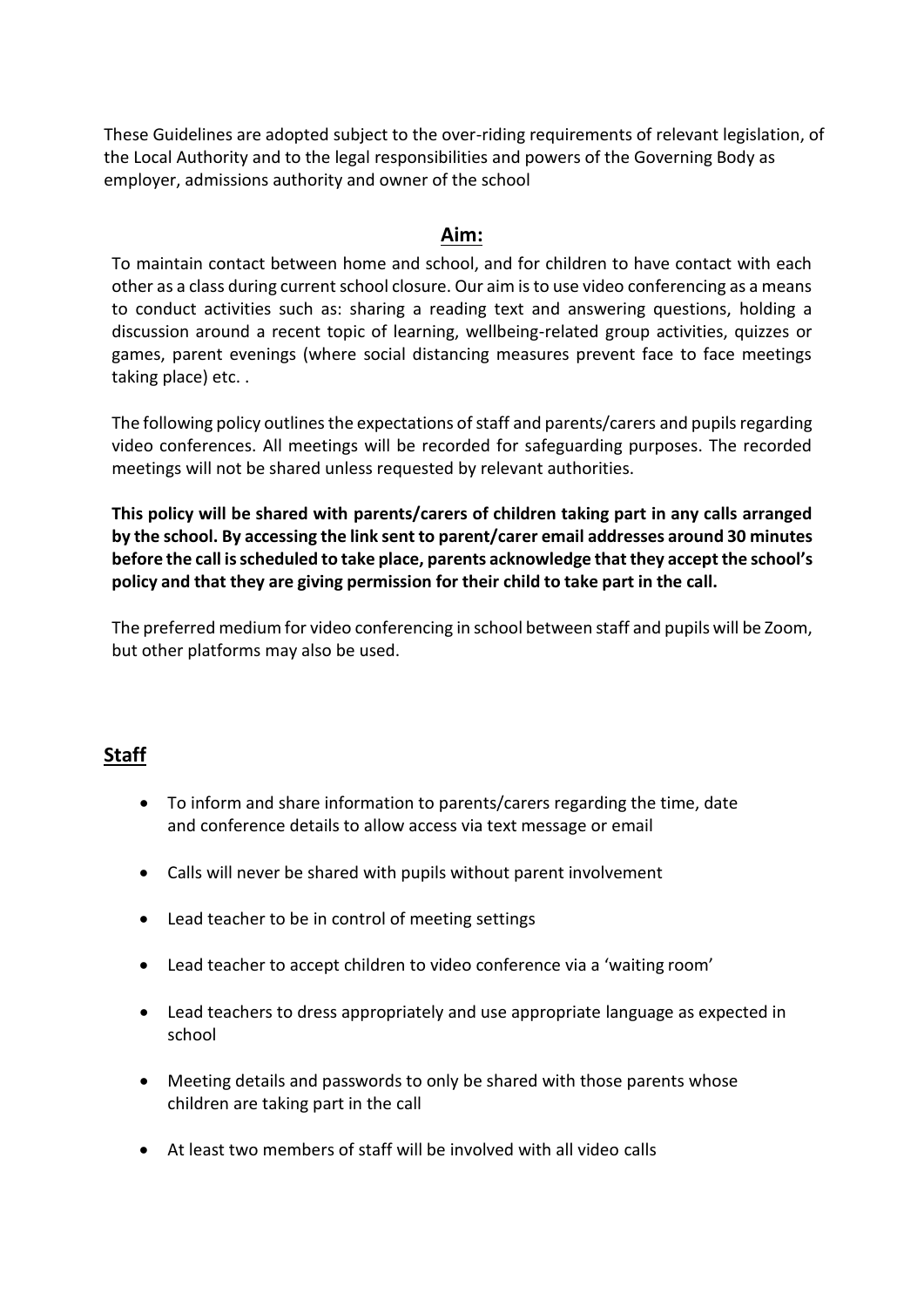These Guidelines are adopted subject to the over-riding requirements of relevant legislation, of the Local Authority and to the legal responsibilities and powers of the Governing Body as employer, admissions authority and owner of the school

## Aim:

To maintain contact between home and school, and for children to have contact with each other as a class during current school closure. Our aim is to use video conferencing as a means to conduct activities such as: sharing a reading text and answering questions, holding a discussion around a recent topic of learning, wellbeing-related group activities, quizzes or games, parent evenings (where social distancing measures prevent face to face meetings taking place) etc. .

The following policy outlines the expectations of staff and parents/carers and pupils regarding video conferences. All meetings will be recorded for safeguarding purposes. The recorded meetings will not be shared unless requested by relevant authorities.

**This policy will be shared with parents/carers of children taking part in any calls arranged by the school. By accessing the link sent to parent/carer email addresses around 30 minutes before the call is scheduled to take place, parents acknowledge that they accept the school's policy and that they are giving permission for their child to take part in the call.**

The preferred medium for video conferencing in school between staff and pupils will be Zoom, but other platforms may also be used.

## Staff

- To inform and share information to parents/carers regarding the time, date and conference details to allow access via text message or email
- Calls will never be shared with pupils without parent involvement
- Lead teacher to be in control of meeting settings
- Lead teacher to accept children to video conference via a 'waiting room'
- Lead teachers to dress appropriately and use appropriate language as expected in school
- Meeting details and passwords to only be shared with those parents whose children are taking part in the call
- At least two members of staff will be involved with all video calls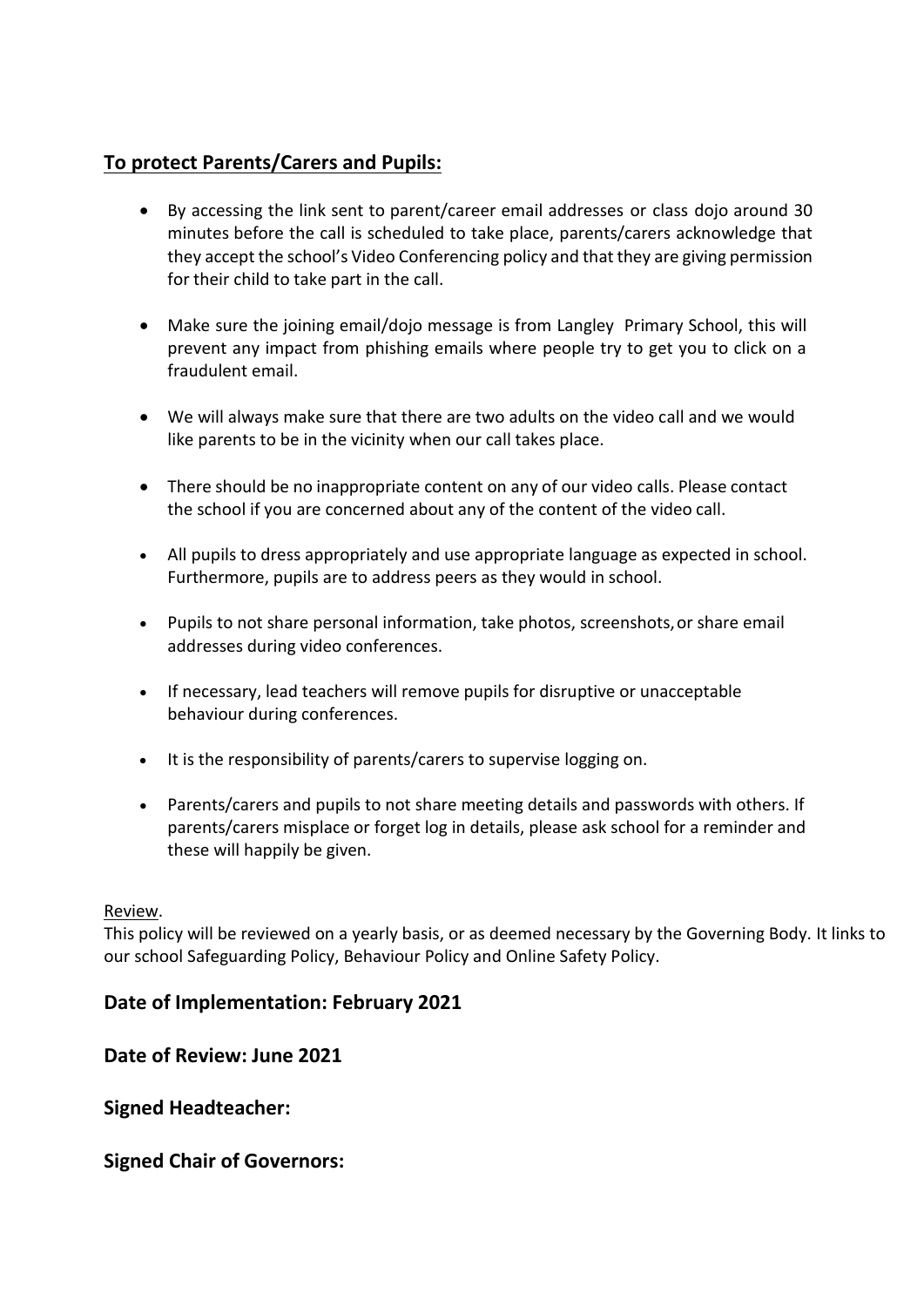## <u>To protect Parents/Carers and Pupils:</u>

- By accessing the link sent to parent/career email addresses or class dojo around 30 minutes before the call is scheduled to take place, parents/carers acknowledge that they accept the school's Video Conferencing policy and that they are giving permission for their child to take part in the call.

- Make sure the joining email/dojo message is from Langley Primary School, this will prevent any impact from phishing emails where people try to get you to click on a fraudulent email.

- We will always make sure that there are two adults on the video call and we would like parents to be in the vicinity when our call takes place.

- There should be no inappropriate content on any of our video calls. Please contact the school if you are concerned about any of the content of the video call.

- All pupils to dress appropriately and use appropriate language as expected in school. Furthermore, pupils are to address peers as they would in school.

- Pupils to not share personal information, take photos, screenshots, or share email addresses during video conferences.

- If necessary, lead teachers will remove pupils for disruptive or unacceptable behaviour during conferences.

- It is the responsibility of parents/carers to supervise logging on.

- Parents/carers and pupils to not share meeting details and passwords with others. If parents/carers misplace or forget log in details, please ask school for a reminder and these will happily be given.

<u>Review</u>.

This policy will be reviewed on a yearly basis, or as deemed necessary by the Governing Body. It links to our school Safeguarding Policy, Behaviour Policy and Online Safety Policy.

### Date of Implementation: February 2021

### Date of Review: June 2021

### Signed Headteacher:

### Signed Chair of Governors: